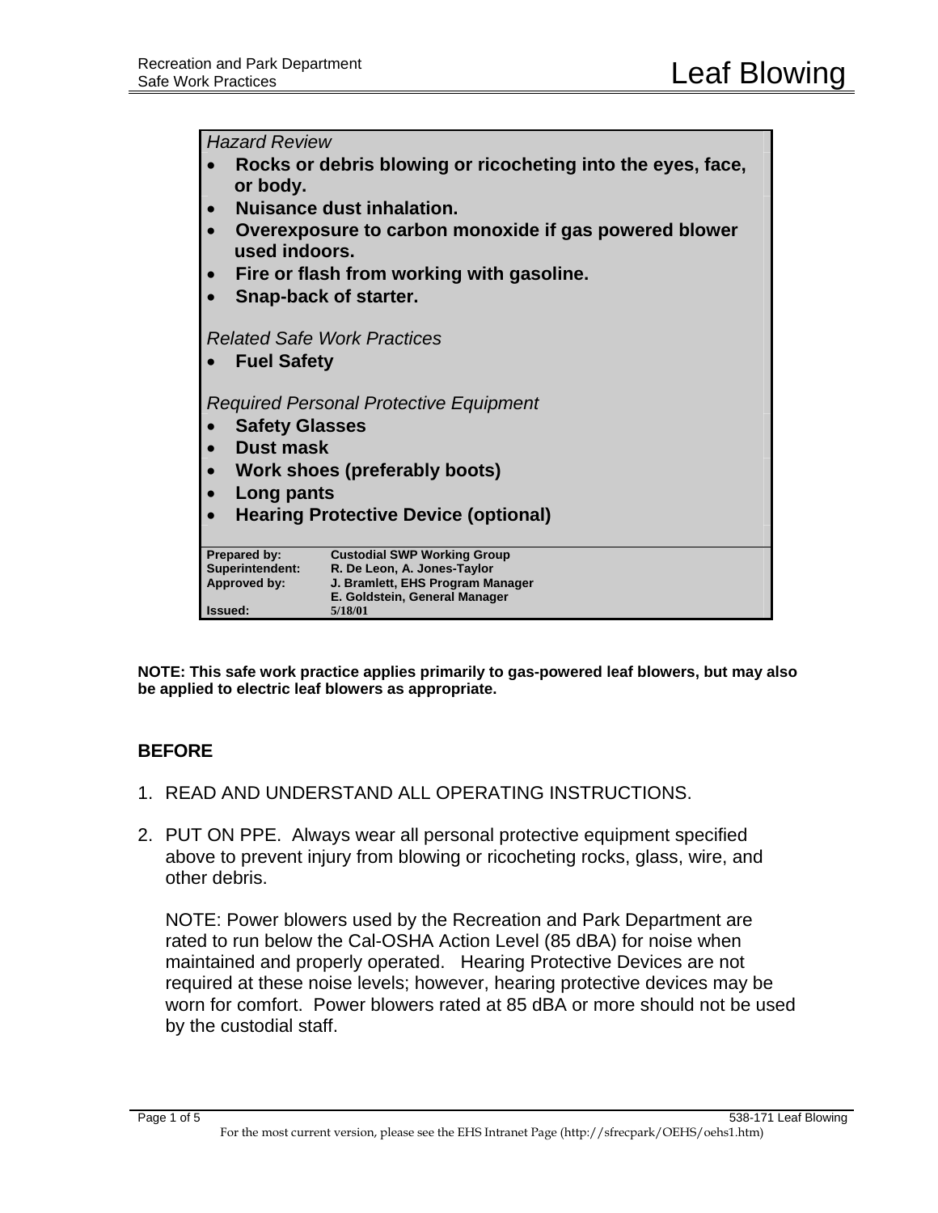# Leaf Blowing

*Hazard Review*

- **Rocks or debris blowing or ricocheting into the eyes, face, or body.**
- **Nuisance dust inhalation.**
- **Overexposure to carbon monoxide if gas powered blower used indoors.**
- **Fire or flash from working with gasoline.**
- **Snap-back of starter.**

*Related Safe Work Practices*

- **Fuel Safety**

*Required Personal Protective Equipment*

- **Safety Glasses**
- **Dust mask**
- **Work shoes (preferably boots)**
- **Long pants**
- **Hearing Protective Device (optional)**

| | |
|---|---|
| **Prepared by:** | **Custodial SWP Working Group** |
| **Superintendent:** | **R. De Leon, A. Jones-Taylor** |
| **Approved by:** | **J. Bramlett, EHS Program Manager** |
| | **E. Goldstein, General Manager** |
| **Issued:** | **5/18/01** |

**NOTE: This safe work practice applies primarily to gas-powered leaf blowers, but may also be applied to electric leaf blowers as appropriate.**

## BEFORE

1. READ AND UNDERSTAND ALL OPERATING INSTRUCTIONS.

2. PUT ON PPE. Always wear all personal protective equipment specified above to prevent injury from blowing or ricocheting rocks, glass, wire, and other debris.

   NOTE: Power blowers used by the Recreation and Park Department are rated to run below the Cal-OSHA Action Level (85 dBA) for noise when maintained and properly operated. Hearing Protective Devices are not required at these noise levels; however, hearing protective devices may be worn for comfort. Power blowers rated at 85 dBA or more should not be used by the custodial staff.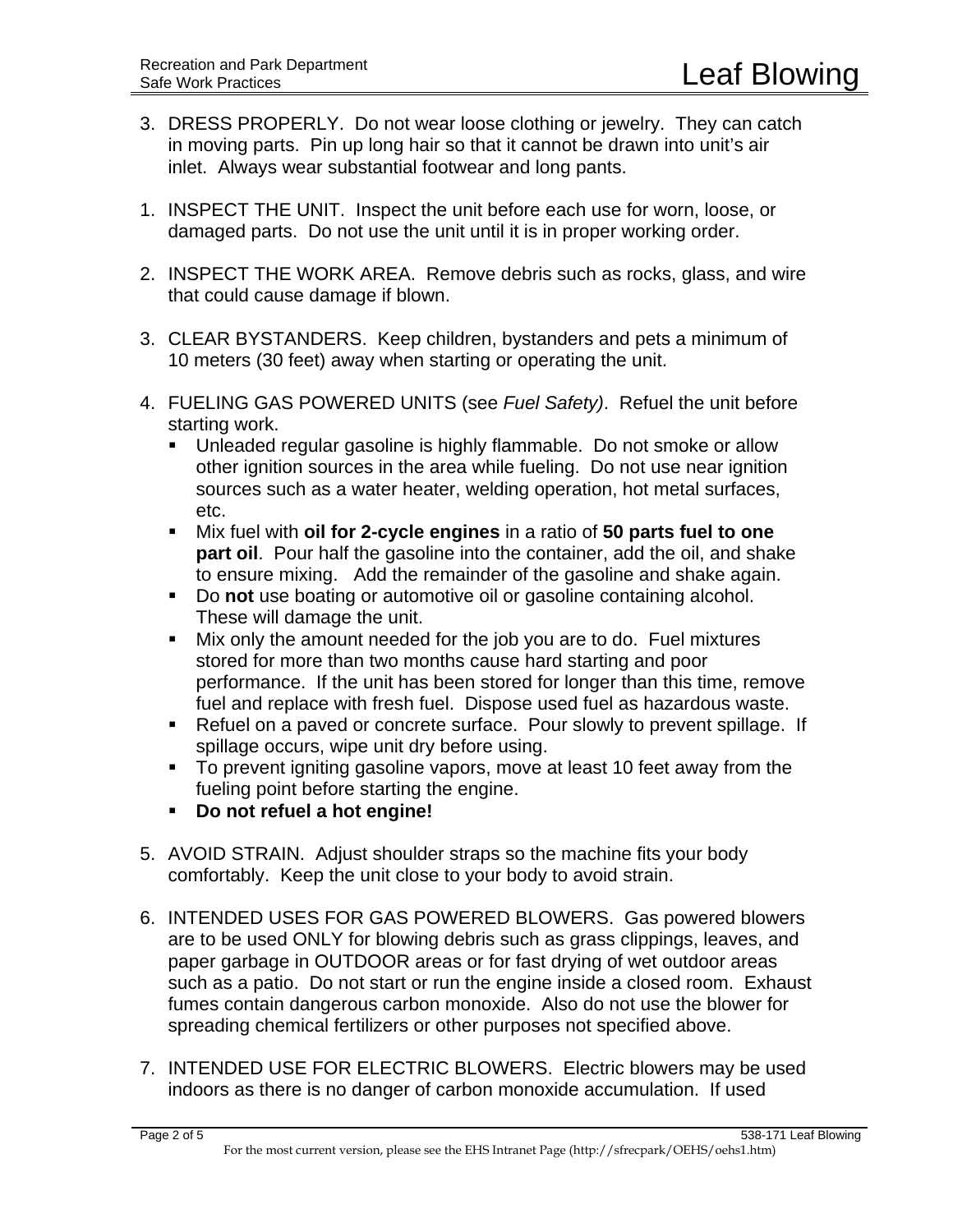3. DRESS PROPERLY. Do not wear loose clothing or jewelry. They can catch in moving parts. Pin up long hair so that it cannot be drawn into unit's air inlet. Always wear substantial footwear and long pants.

1. INSPECT THE UNIT. Inspect the unit before each use for worn, loose, or damaged parts. Do not use the unit until it is in proper working order.

2. INSPECT THE WORK AREA. Remove debris such as rocks, glass, and wire that could cause damage if blown.

3. CLEAR BYSTANDERS. Keep children, bystanders and pets a minimum of 10 meters (30 feet) away when starting or operating the unit.

4. FUELING GAS POWERED UNITS (see *Fuel Safety)*. Refuel the unit before starting work.
   - Unleaded regular gasoline is highly flammable. Do not smoke or allow other ignition sources in the area while fueling. Do not use near ignition sources such as a water heater, welding operation, hot metal surfaces, etc.
   - Mix fuel with **oil for 2-cycle engines** in a ratio of **50 parts fuel to one part oil**. Pour half the gasoline into the container, add the oil, and shake to ensure mixing. Add the remainder of the gasoline and shake again.
   - Do **not** use boating or automotive oil or gasoline containing alcohol. These will damage the unit.
   - Mix only the amount needed for the job you are to do. Fuel mixtures stored for more than two months cause hard starting and poor performance. If the unit has been stored for longer than this time, remove fuel and replace with fresh fuel. Dispose used fuel as hazardous waste.
   - Refuel on a paved or concrete surface. Pour slowly to prevent spillage. If spillage occurs, wipe unit dry before using.
   - To prevent igniting gasoline vapors, move at least 10 feet away from the fueling point before starting the engine.
   - **Do not refuel a hot engine!**

5. AVOID STRAIN. Adjust shoulder straps so the machine fits your body comfortably. Keep the unit close to your body to avoid strain.

6. INTENDED USES FOR GAS POWERED BLOWERS. Gas powered blowers are to be used ONLY for blowing debris such as grass clippings, leaves, and paper garbage in OUTDOOR areas or for fast drying of wet outdoor areas such as a patio. Do not start or run the engine inside a closed room. Exhaust fumes contain dangerous carbon monoxide. Also do not use the blower for spreading chemical fertilizers or other purposes not specified above.

7. INTENDED USE FOR ELECTRIC BLOWERS. Electric blowers may be used indoors as there is no danger of carbon monoxide accumulation. If used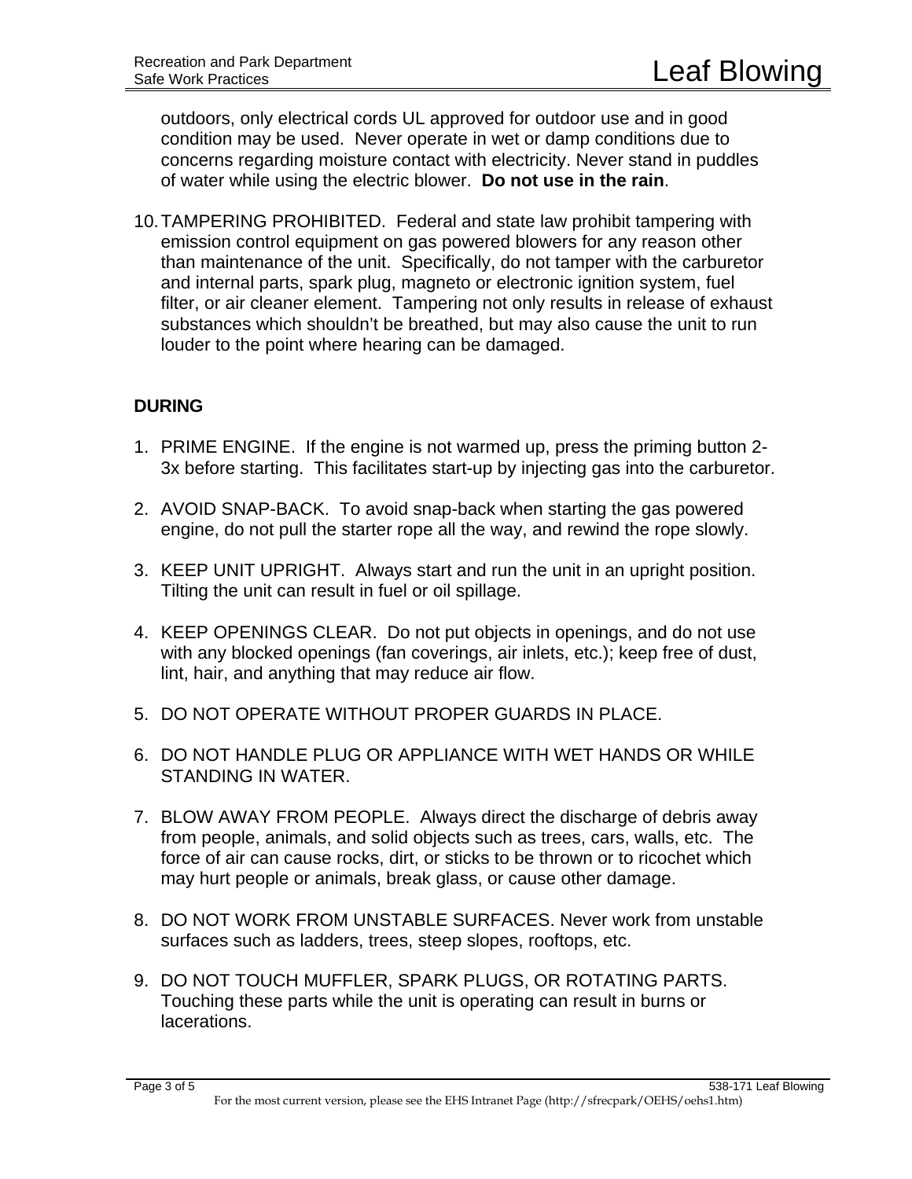outdoors, only electrical cords UL approved for outdoor use and in good condition may be used. Never operate in wet or damp conditions due to concerns regarding moisture contact with electricity. Never stand in puddles of water while using the electric blower. **Do not use in the rain**.

10. TAMPERING PROHIBITED. Federal and state law prohibit tampering with emission control equipment on gas powered blowers for any reason other than maintenance of the unit. Specifically, do not tamper with the carburetor and internal parts, spark plug, magneto or electronic ignition system, fuel filter, or air cleaner element. Tampering not only results in release of exhaust substances which shouldn't be breathed, but may also cause the unit to run louder to the point where hearing can be damaged.

**DURING**

1. PRIME ENGINE. If the engine is not warmed up, press the priming button 2-3x before starting. This facilitates start-up by injecting gas into the carburetor.

2. AVOID SNAP-BACK. To avoid snap-back when starting the gas powered engine, do not pull the starter rope all the way, and rewind the rope slowly.

3. KEEP UNIT UPRIGHT. Always start and run the unit in an upright position. Tilting the unit can result in fuel or oil spillage.

4. KEEP OPENINGS CLEAR. Do not put objects in openings, and do not use with any blocked openings (fan coverings, air inlets, etc.); keep free of dust, lint, hair, and anything that may reduce air flow.

5. DO NOT OPERATE WITHOUT PROPER GUARDS IN PLACE.

6. DO NOT HANDLE PLUG OR APPLIANCE WITH WET HANDS OR WHILE STANDING IN WATER.

7. BLOW AWAY FROM PEOPLE. Always direct the discharge of debris away from people, animals, and solid objects such as trees, cars, walls, etc. The force of air can cause rocks, dirt, or sticks to be thrown or to ricochet which may hurt people or animals, break glass, or cause other damage.

8. DO NOT WORK FROM UNSTABLE SURFACES. Never work from unstable surfaces such as ladders, trees, steep slopes, rooftops, etc.

9. DO NOT TOUCH MUFFLER, SPARK PLUGS, OR ROTATING PARTS. Touching these parts while the unit is operating can result in burns or lacerations.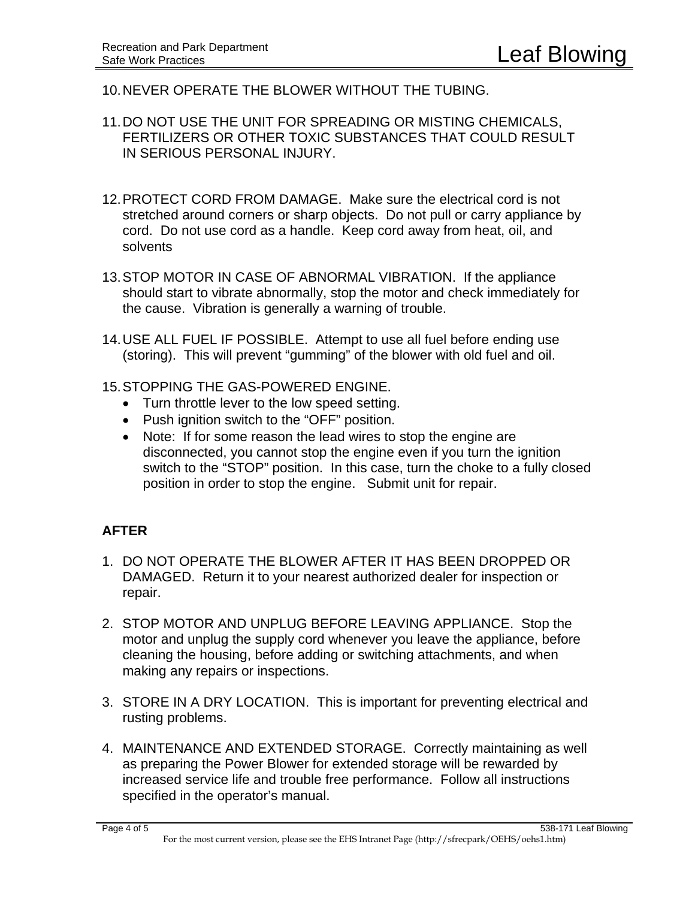10. NEVER OPERATE THE BLOWER WITHOUT THE TUBING.

11. DO NOT USE THE UNIT FOR SPREADING OR MISTING CHEMICALS, FERTILIZERS OR OTHER TOXIC SUBSTANCES THAT COULD RESULT IN SERIOUS PERSONAL INJURY.

12. PROTECT CORD FROM DAMAGE. Make sure the electrical cord is not stretched around corners or sharp objects. Do not pull or carry appliance by cord. Do not use cord as a handle. Keep cord away from heat, oil, and solvents

13. STOP MOTOR IN CASE OF ABNORMAL VIBRATION. If the appliance should start to vibrate abnormally, stop the motor and check immediately for the cause. Vibration is generally a warning of trouble.

14. USE ALL FUEL IF POSSIBLE. Attempt to use all fuel before ending use (storing). This will prevent "gumming" of the blower with old fuel and oil.

15. STOPPING THE GAS-POWERED ENGINE.
    - Turn throttle lever to the low speed setting.
    - Push ignition switch to the "OFF" position.
    - Note: If for some reason the lead wires to stop the engine are disconnected, you cannot stop the engine even if you turn the ignition switch to the "STOP" position. In this case, turn the choke to a fully closed position in order to stop the engine. Submit unit for repair.

**AFTER**

1. DO NOT OPERATE THE BLOWER AFTER IT HAS BEEN DROPPED OR DAMAGED. Return it to your nearest authorized dealer for inspection or repair.

2. STOP MOTOR AND UNPLUG BEFORE LEAVING APPLIANCE. Stop the motor and unplug the supply cord whenever you leave the appliance, before cleaning the housing, before adding or switching attachments, and when making any repairs or inspections.

3. STORE IN A DRY LOCATION. This is important for preventing electrical and rusting problems.

4. MAINTENANCE AND EXTENDED STORAGE. Correctly maintaining as well as preparing the Power Blower for extended storage will be rewarded by increased service life and trouble free performance. Follow all instructions specified in the operator's manual.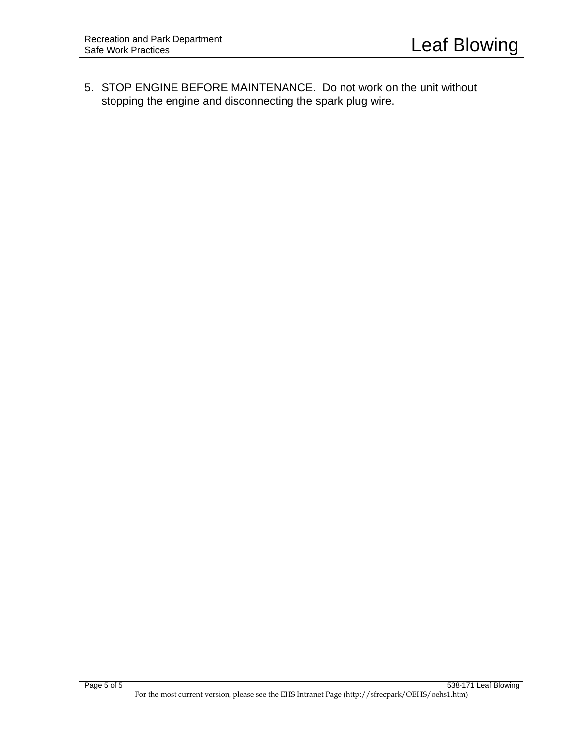5. STOP ENGINE BEFORE MAINTENANCE.  Do not work on the unit without stopping the engine and disconnecting the spark plug wire.